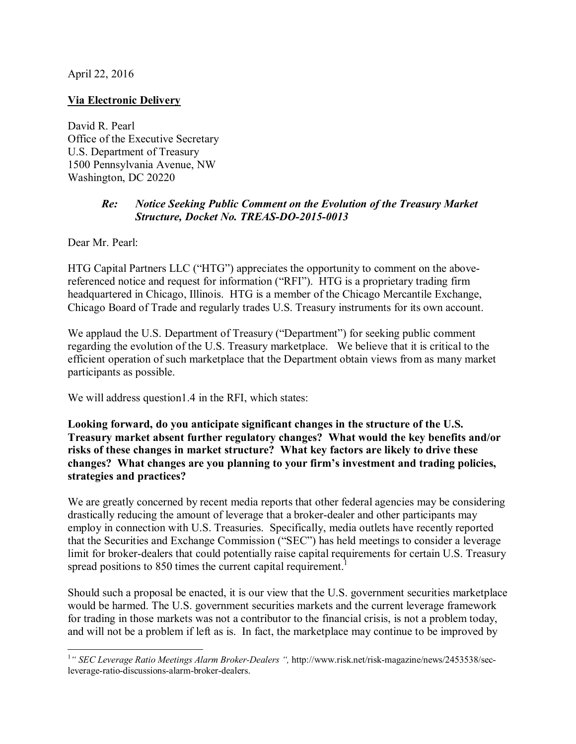April 22, 2016

<u>**Via Electronic Delivery**</u>

David R. Pearl
Office of the Executive Secretary
U.S. Department of Treasury
1500 Pennsylvania Avenue, NW
Washington, DC 20220

> ***Re: Notice Seeking Public Comment on the Evolution of the Treasury Market Structure, Docket No. TREAS-DO-2015-0013***

Dear Mr. Pearl:

HTG Capital Partners LLC ("HTG") appreciates the opportunity to comment on the above-referenced notice and request for information ("RFI"). HTG is a proprietary trading firm headquartered in Chicago, Illinois. HTG is a member of the Chicago Mercantile Exchange, Chicago Board of Trade and regularly trades U.S. Treasury instruments for its own account.

We applaud the U.S. Department of Treasury ("Department") for seeking public comment regarding the evolution of the U.S. Treasury marketplace. We believe that it is critical to the efficient operation of such marketplace that the Department obtain views from as many market participants as possible.

We will address question1.4 in the RFI, which states:

**Looking forward, do you anticipate significant changes in the structure of the U.S. Treasury market absent further regulatory changes? What would the key benefits and/or risks of these changes in market structure? What key factors are likely to drive these changes? What changes are you planning to your firm's investment and trading policies, strategies and practices?**

We are greatly concerned by recent media reports that other federal agencies may be considering drastically reducing the amount of leverage that a broker-dealer and other participants may employ in connection with U.S. Treasuries. Specifically, media outlets have recently reported that the Securities and Exchange Commission ("SEC") has held meetings to consider a leverage limit for broker-dealers that could potentially raise capital requirements for certain U.S. Treasury spread positions to 850 times the current capital requirement.[1]

Should such a proposal be enacted, it is our view that the U.S. government securities marketplace would be harmed. The U.S. government securities markets and the current leverage framework for trading in those markets was not a contributor to the financial crisis, is not a problem today, and will not be a problem if left as is. In fact, the marketplace may continue to be improved by

---

[1] *" SEC Leverage Ratio Meetings Alarm Broker-Dealers ",* http://www.risk.net/risk-magazine/news/2453538/sec-leverage-ratio-discussions-alarm-broker-dealers.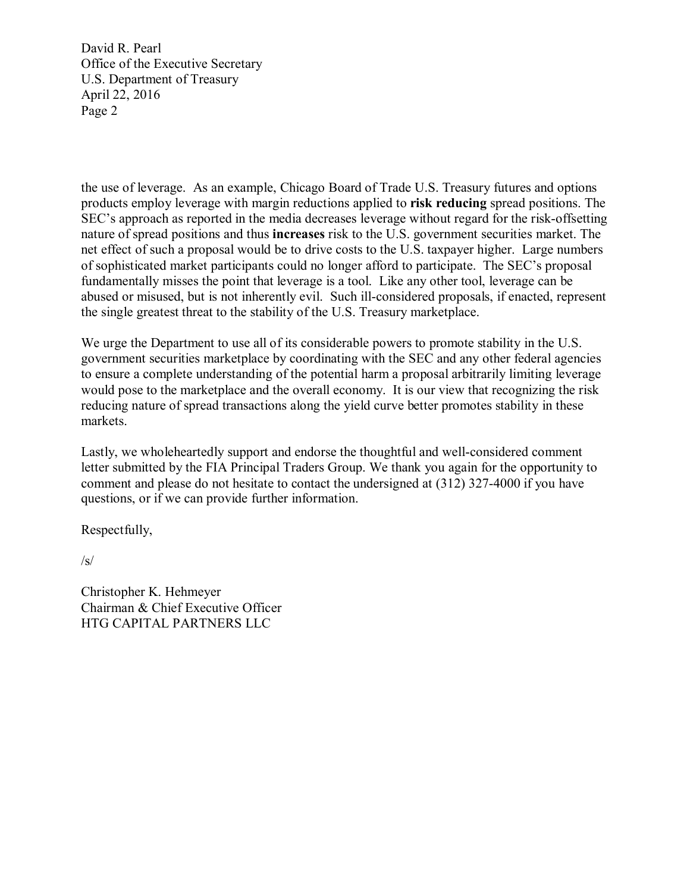the use of leverage. As an example, Chicago Board of Trade U.S. Treasury futures and options products employ leverage with margin reductions applied to **risk reducing** spread positions. The SEC's approach as reported in the media decreases leverage without regard for the risk-offsetting nature of spread positions and thus **increases** risk to the U.S. government securities market. The net effect of such a proposal would be to drive costs to the U.S. taxpayer higher. Large numbers of sophisticated market participants could no longer afford to participate. The SEC's proposal fundamentally misses the point that leverage is a tool. Like any other tool, leverage can be abused or misused, but is not inherently evil. Such ill-considered proposals, if enacted, represent the single greatest threat to the stability of the U.S. Treasury marketplace.

We urge the Department to use all of its considerable powers to promote stability in the U.S. government securities marketplace by coordinating with the SEC and any other federal agencies to ensure a complete understanding of the potential harm a proposal arbitrarily limiting leverage would pose to the marketplace and the overall economy. It is our view that recognizing the risk reducing nature of spread transactions along the yield curve better promotes stability in these markets.

Lastly, we wholeheartedly support and endorse the thoughtful and well-considered comment letter submitted by the FIA Principal Traders Group. We thank you again for the opportunity to comment and please do not hesitate to contact the undersigned at (312) 327-4000 if you have questions, or if we can provide further information.

Respectfully,

/s/

Christopher K. Hehmeyer
Chairman & Chief Executive Officer
HTG CAPITAL PARTNERS LLC